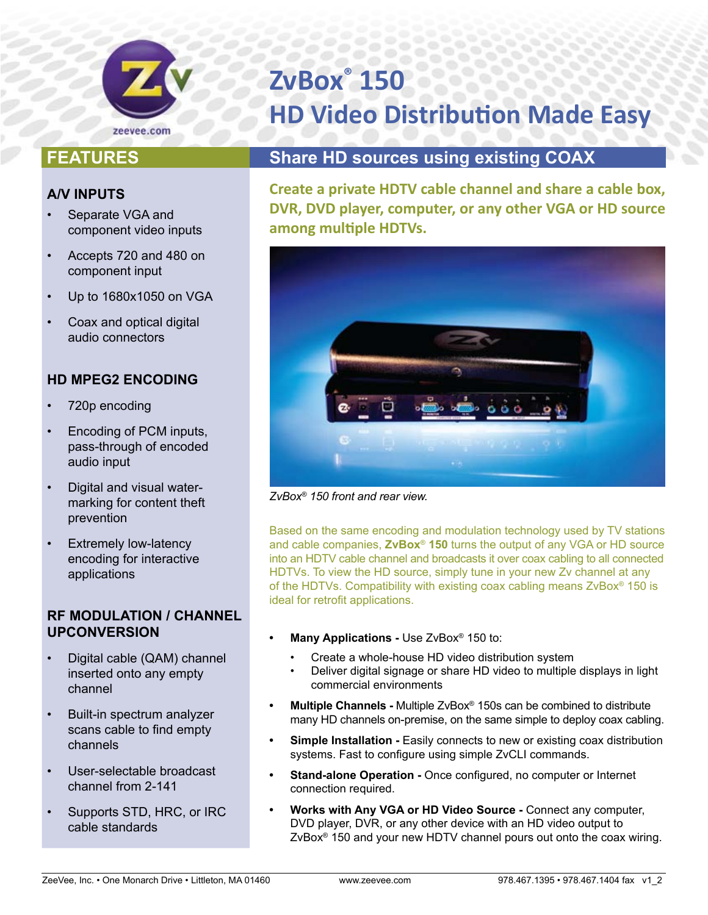# ZvBox® 150

## HD Video Distribution Made Easy

## FEATURES

### A/V INPUTS

- Separate VGA and component video inputs
- Accepts 720 and 480 on component input
- Up to 1680x1050 on VGA
- Coax and optical digital audio connectors

### HD MPEG2 ENCODING

- 720p encoding
- Encoding of PCM inputs, pass-through of encoded audio input
- Digital and visual watermarking for content theft prevention
- Extremely low-latency encoding for interactive applications

### RF MODULATION / CHANNEL UPCONVERSION

- Digital cable (QAM) channel inserted onto any empty channel
- Built-in spectrum analyzer scans cable to find empty channels
- User-selectable broadcast channel from 2-141
- Supports STD, HRC, or IRC cable standards

## Share HD sources using existing COAX

**Create a private HDTV cable channel and share a cable box, DVR, DVD player, computer, or any other VGA or HD source among multiple HDTVs.**

*ZvBox® 150 front and rear view.*

Based on the same encoding and modulation technology used by TV stations and cable companies, **ZvBox® 150** turns the output of any VGA or HD source into an HDTV cable channel and broadcasts it over coax cabling to all connected HDTVs. To view the HD source, simply tune in your new Zv channel at any of the HDTVs. Compatibility with existing coax cabling means ZvBox® 150 is ideal for retrofit applications.

- **Many Applications -** Use ZvBox® 150 to:
  - Create a whole-house HD video distribution system
  - Deliver digital signage or share HD video to multiple displays in light commercial environments
- **Multiple Channels -** Multiple ZvBox® 150s can be combined to distribute many HD channels on-premise, on the same simple to deploy coax cabling.
- **Simple Installation -** Easily connects to new or existing coax distribution systems. Fast to configure using simple ZvCLI commands.
- **Stand-alone Operation -** Once configured, no computer or Internet connection required.
- **Works with Any VGA or HD Video Source -** Connect any computer, DVD player, DVR, or any other device with an HD video output to ZvBox® 150 and your new HDTV channel pours out onto the coax wiring.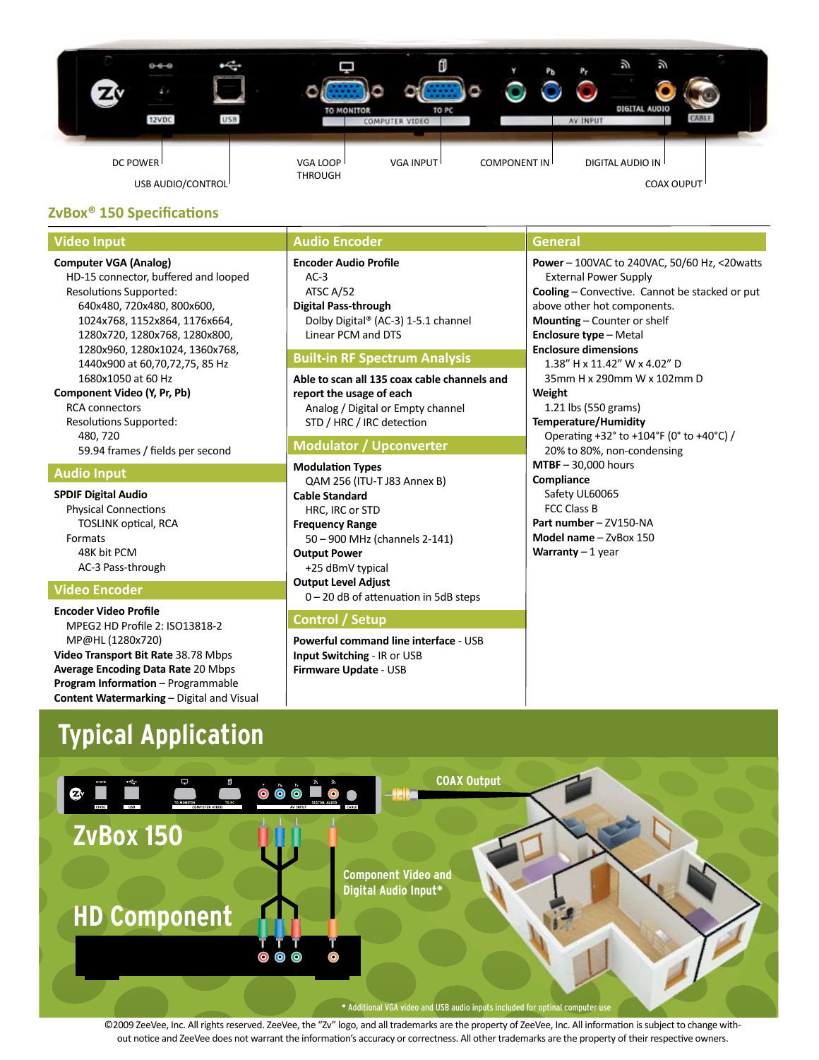DC POWER

USB AUDIO/CONTROL

VGA LOOP THROUGH

VGA INPUT

COMPONENT IN

DIGITAL AUDIO IN

COAX OUPUT

## ZvBox® 150 Specifications

### Video Input

**Computer VGA (Analog)**
HD-15 connector, buffered and looped
Resolutions Supported:
640x480, 720x480, 800x600,
1024x768, 1152x864, 1176x664,
1280x720, 1280x768, 1280x800,
1280x960, 1280x1024, 1360x768,
1440x900 at 60,70,72,75, 85 Hz
1680x1050 at 60 Hz

**Component Video (Y, Pr, Pb)**
RCA connectors
Resolutions Supported:
480, 720
59.94 frames / fields per second

### Audio Input

**SPDIF Digital Audio**
Physical Connections
TOSLINK optical, RCA
Formats
48K bit PCM
AC-3 Pass-through

### Video Encoder

**Encoder Video Profile**
MPEG2 HD Profile 2: ISO13818-2
MP@HL (1280x720)
**Video Transport Bit Rate** 38.78 Mbps
**Average Encoding Data Rate** 20 Mbps
**Program Information** – Programmable
**Content Watermarking** – Digital and Visual

### Audio Encoder

**Encoder Audio Profile**
AC-3
ATSC A/52
**Digital Pass-through**
Dolby Digital® (AC-3) 1-5.1 channel
Linear PCM and DTS

### Built-in RF Spectrum Analysis

**Able to scan all 135 coax cable channels and report the usage of each**
Analog / Digital or Empty channel
STD / HRC / IRC detection

### Modulator / Upconverter

**Modulation Types**
QAM 256 (ITU-T J83 Annex B)
**Cable Standard**
HRC, IRC or STD
**Frequency Range**
50 – 900 MHz (channels 2-141)
**Output Power**
+25 dBmV typical
**Output Level Adjust**
0 – 20 dB of attenuation in 5dB steps

### Control / Setup

**Powerful command line interface** - USB
**Input Switching** - IR or USB
**Firmware Update** - USB

### General

**Power** – 100VAC to 240VAC, 50/60 Hz, <20watts
External Power Supply
**Cooling** – Convective. Cannot be stacked or put above other hot components.
**Mounting** – Counter or shelf
**Enclosure type** – Metal
**Enclosure dimensions**
1.38" H x 11.42" W x 4.02" D
35mm H x 290mm W x 102mm D
**Weight**
1.21 lbs (550 grams)
**Temperature/Humidity**
Operating +32° to +104°F (0° to +40°C) /
20% to 80%, non-condensing
**MTBF** – 30,000 hours
**Compliance**
Safety UL60065
FCC Class B
**Part number** – ZV150-NA
**Model name** – ZvBox 150
**Warranty** – 1 year

## Typical Application

COAX Output

ZvBox 150

Component Video and Digital Audio Input*

HD Component

\* Additional VGA video and USB audio inputs included for optinal computer use

©2009 ZeeVee, Inc. All rights reserved. ZeeVee, the "Zv" logo, and all trademarks are the property of ZeeVee, Inc. All information is subject to change without notice and ZeeVee does not warrant the information's accuracy or correctness. All other trademarks are the property of their respective owners.